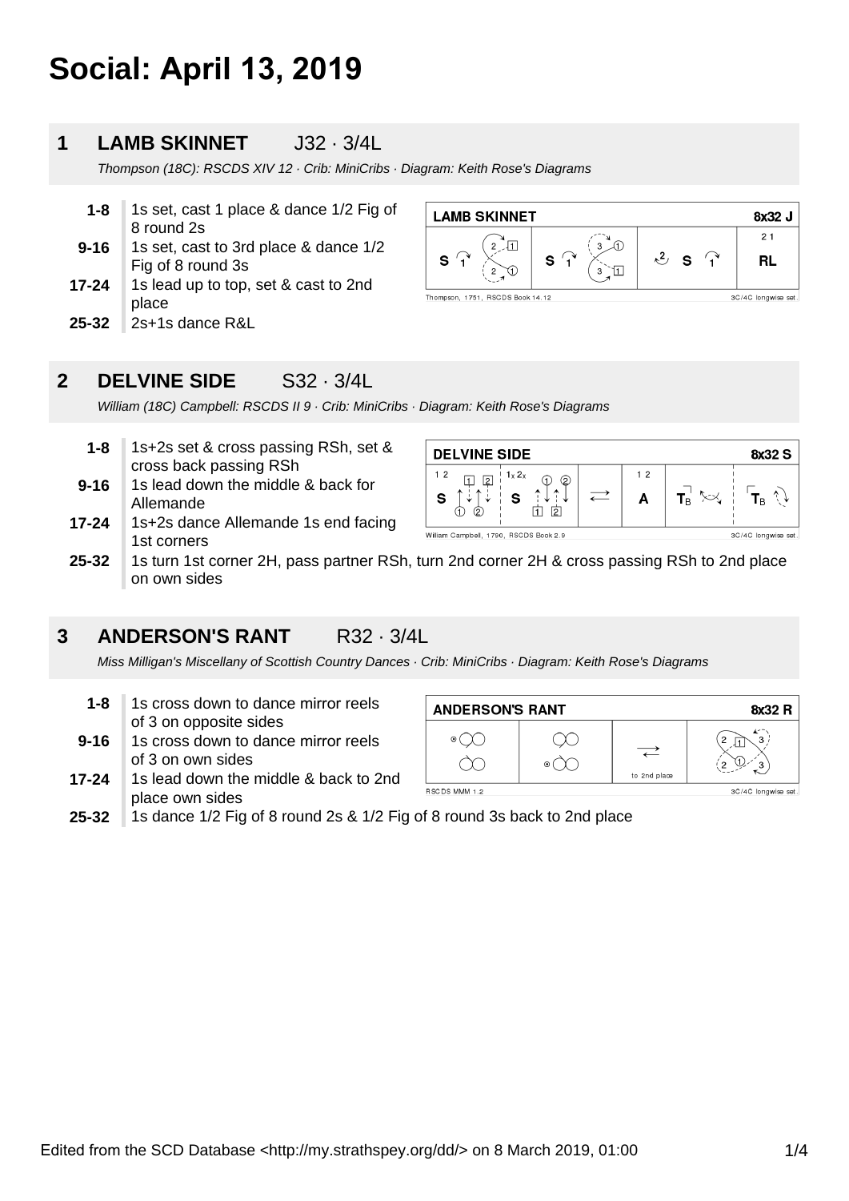# Social: April 13, 2019

## 1 LAMB SKINNET J32 · 3/4L

*Thompson (18C): RSCDS XIV 12 · Crib: MiniCribs · Diagram: Keith Rose's Diagrams*

| | |
|---|---|
| **1-8** | 1s set, cast 1 place & dance 1/2 Fig of 8 round 2s |
| **9-16** | 1s set, cast to 3rd place & dance 1/2 Fig of 8 round 3s |
| **17-24** | 1s lead up to top, set & cast to 2nd place |
| **25-32** | 2s+1s dance R&L |

## 2 DELVINE SIDE S32 · 3/4L

*William (18C) Campbell: RSCDS II 9 · Crib: MiniCribs · Diagram: Keith Rose's Diagrams*

| | |
|---|---|
| **1-8** | 1s+2s set & cross passing RSh, set & cross back passing RSh |
| **9-16** | 1s lead down the middle & back for Allemande |
| **17-24** | 1s+2s dance Allemande 1s end facing 1st corners |
| **25-32** | 1s turn 1st corner 2H, pass partner RSh, turn 2nd corner 2H & cross passing RSh to 2nd place on own sides |

## 3 ANDERSON'S RANT R32 · 3/4L

*Miss Milligan's Miscellany of Scottish Country Dances · Crib: MiniCribs · Diagram: Keith Rose's Diagrams*

| | |
|---|---|
| **1-8** | 1s cross down to dance mirror reels of 3 on opposite sides |
| **9-16** | 1s cross down to dance mirror reels of 3 on own sides |
| **17-24** | 1s lead down the middle & back to 2nd place own sides |
| **25-32** | 1s dance 1/2 Fig of 8 round 2s & 1/2 Fig of 8 round 3s back to 2nd place |

Edited from the SCD Database <http://my.strathspey.org/dd/> on 8 March 2019, 01:00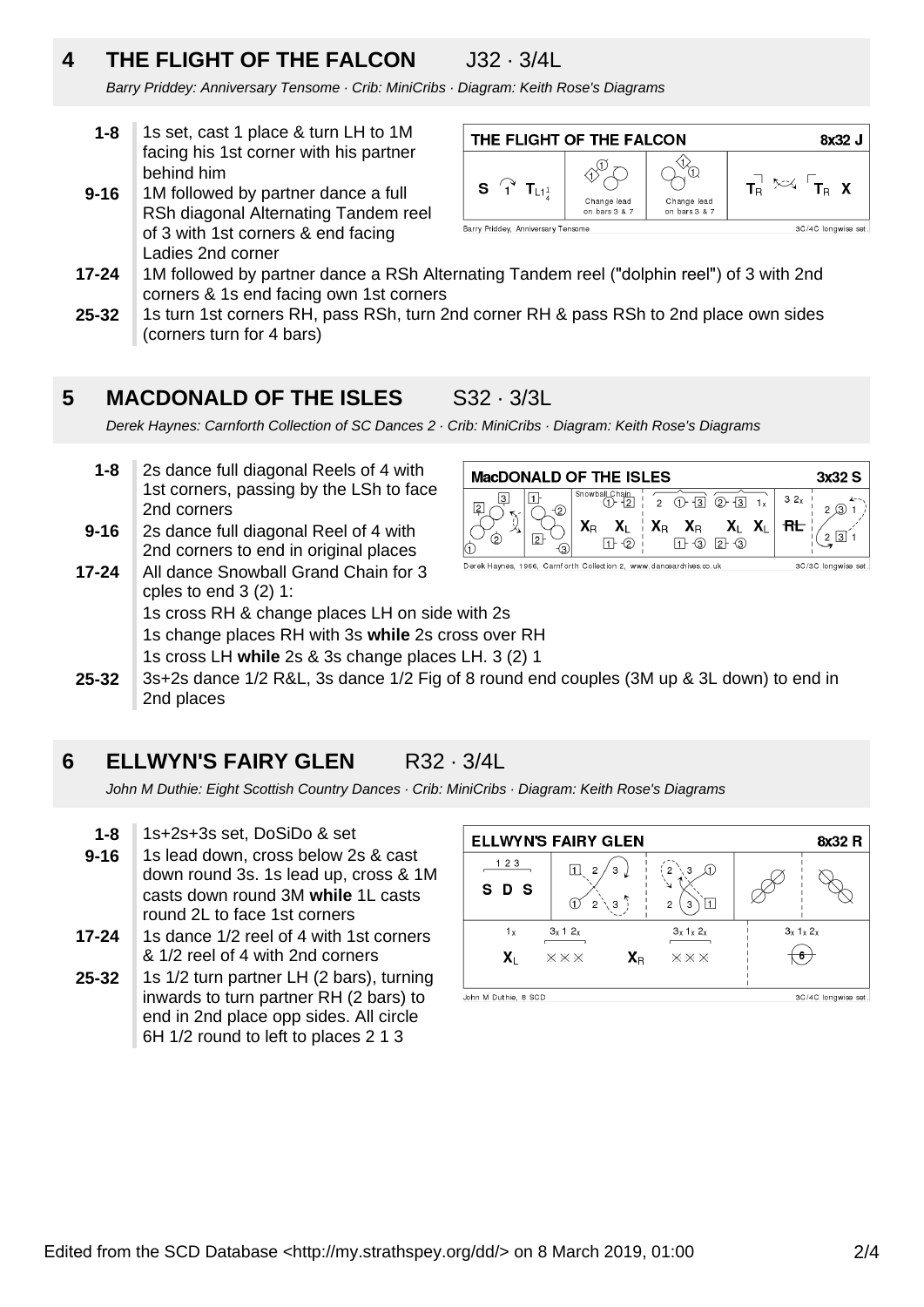## 4 THE FLIGHT OF THE FALCON J32 · 3/4L

*Barry Priddey: Anniversary Tensome · Crib: MiniCribs · Diagram: Keith Rose's Diagrams*

**1-8** 1s set, cast 1 place & turn LH to 1M facing his 1st corner with his partner behind him

**9-16** 1M followed by partner dance a full RSh diagonal Alternating Tandem reel of 3 with 1st corners & end facing Ladies 2nd corner

**17-24** 1M followed by partner dance a RSh Alternating Tandem reel ("dolphin reel") of 3 with 2nd corners & 1s end facing own 1st corners

**25-32** 1s turn 1st corners RH, pass RSh, turn 2nd corner RH & pass RSh to 2nd place own sides (corners turn for 4 bars)

## 5 MACDONALD OF THE ISLES S32 · 3/3L

*Derek Haynes: Carnforth Collection of SC Dances 2 · Crib: MiniCribs · Diagram: Keith Rose's Diagrams*

**1-8** 2s dance full diagonal Reels of 4 with 1st corners, passing by the LSh to face 2nd corners

**9-16** 2s dance full diagonal Reel of 4 with 2nd corners to end in original places

**17-24** All dance Snowball Grand Chain for 3 cples to end 3 (2) 1:

1s cross RH & change places LH on side with 2s

1s change places RH with 3s **while** 2s cross over RH

1s cross LH **while** 2s & 3s change places LH. 3 (2) 1

**25-32** 3s+2s dance 1/2 R&L, 3s dance 1/2 Fig of 8 round end couples (3M up & 3L down) to end in 2nd places

## 6 ELLWYN'S FAIRY GLEN R32 · 3/4L

*John M Duthie: Eight Scottish Country Dances · Crib: MiniCribs · Diagram: Keith Rose's Diagrams*

**1-8** 1s+2s+3s set, DoSiDo & set

**9-16** 1s lead down, cross below 2s & cast down round 3s. 1s lead up, cross & 1M casts down round 3M **while** 1L casts round 2L to face 1st corners

**17-24** 1s dance 1/2 reel of 4 with 1st corners & 1/2 reel of 4 with 2nd corners

**25-32** 1s 1/2 turn partner LH (2 bars), turning inwards to turn partner RH (2 bars) to end in 2nd place opp sides. All circle 6H 1/2 round to left to places 2 1 3

Edited from the SCD Database <http://my.strathspey.org/dd/> on 8 March 2019, 01:00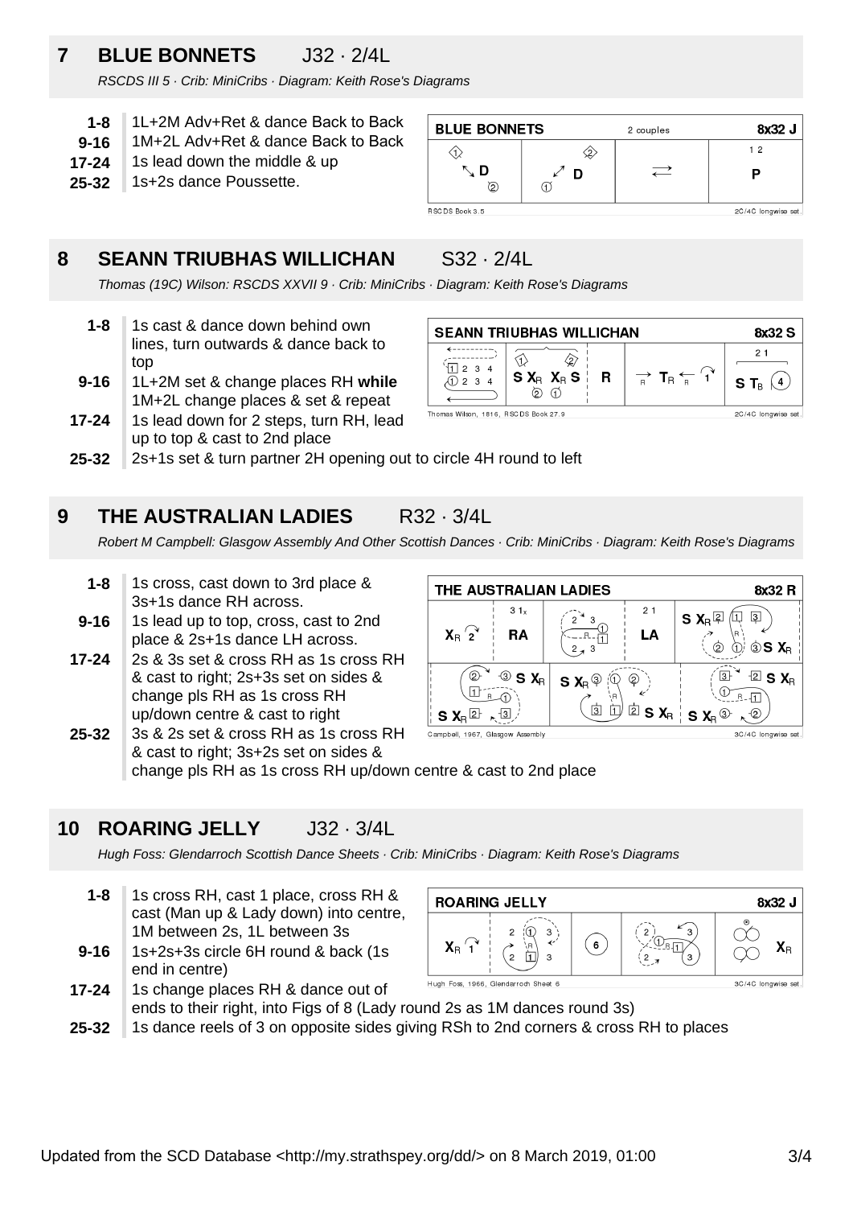## 7 BLUE BONNETS J32 · 2/4L

*RSCDS III 5 · Crib: MiniCribs · Diagram: Keith Rose's Diagrams*

- **1-8** 1L+2M Adv+Ret & dance Back to Back
- **9-16** 1M+2L Adv+Ret & dance Back to Back
- **17-24** 1s lead down the middle & up
- **25-32** 1s+2s dance Poussette.

## 8 SEANN TRIUBHAS WILLICHAN S32 · 2/4L

*Thomas (19C) Wilson: RSCDS XXVII 9 · Crib: MiniCribs · Diagram: Keith Rose's Diagrams*

- **1-8** 1s cast & dance down behind own lines, turn outwards & dance back to top
- **9-16** 1L+2M set & change places RH **while** 1M+2L change places & set & repeat
- **17-24** 1s lead down for 2 steps, turn RH, lead up to top & cast to 2nd place
- **25-32** 2s+1s set & turn partner 2H opening out to circle 4H round to left

## 9 THE AUSTRALIAN LADIES R32 · 3/4L

*Robert M Campbell: Glasgow Assembly And Other Scottish Dances · Crib: MiniCribs · Diagram: Keith Rose's Diagrams*

- **1-8** 1s cross, cast down to 3rd place & 3s+1s dance RH across.
- **9-16** 1s lead up to top, cross, cast to 2nd place & 2s+1s dance LH across.
- **17-24** 2s & 3s set & cross RH as 1s cross RH & cast to right; 2s+3s set on sides & change pls RH as 1s cross RH up/down centre & cast to right
- **25-32** 3s & 2s set & cross RH as 1s cross RH & cast to right; 3s+2s set on sides & change pls RH as 1s cross RH up/down centre & cast to 2nd place

## 10 ROARING JELLY J32 · 3/4L

*Hugh Foss: Glendarroch Scottish Dance Sheets · Crib: MiniCribs · Diagram: Keith Rose's Diagrams*

- **1-8** 1s cross RH, cast 1 place, cross RH & cast (Man up & Lady down) into centre, 1M between 2s, 1L between 3s
- **9-16** 1s+2s+3s circle 6H round & back (1s end in centre)
- **17-24** 1s change places RH & dance out of ends to their right, into Figs of 8 (Lady round 2s as 1M dances round 3s)
- **25-32** 1s dance reels of 3 on opposite sides giving RSh to 2nd corners & cross RH to places

Updated from the SCD Database <http://my.strathspey.org/dd/> on 8 March 2019, 01:00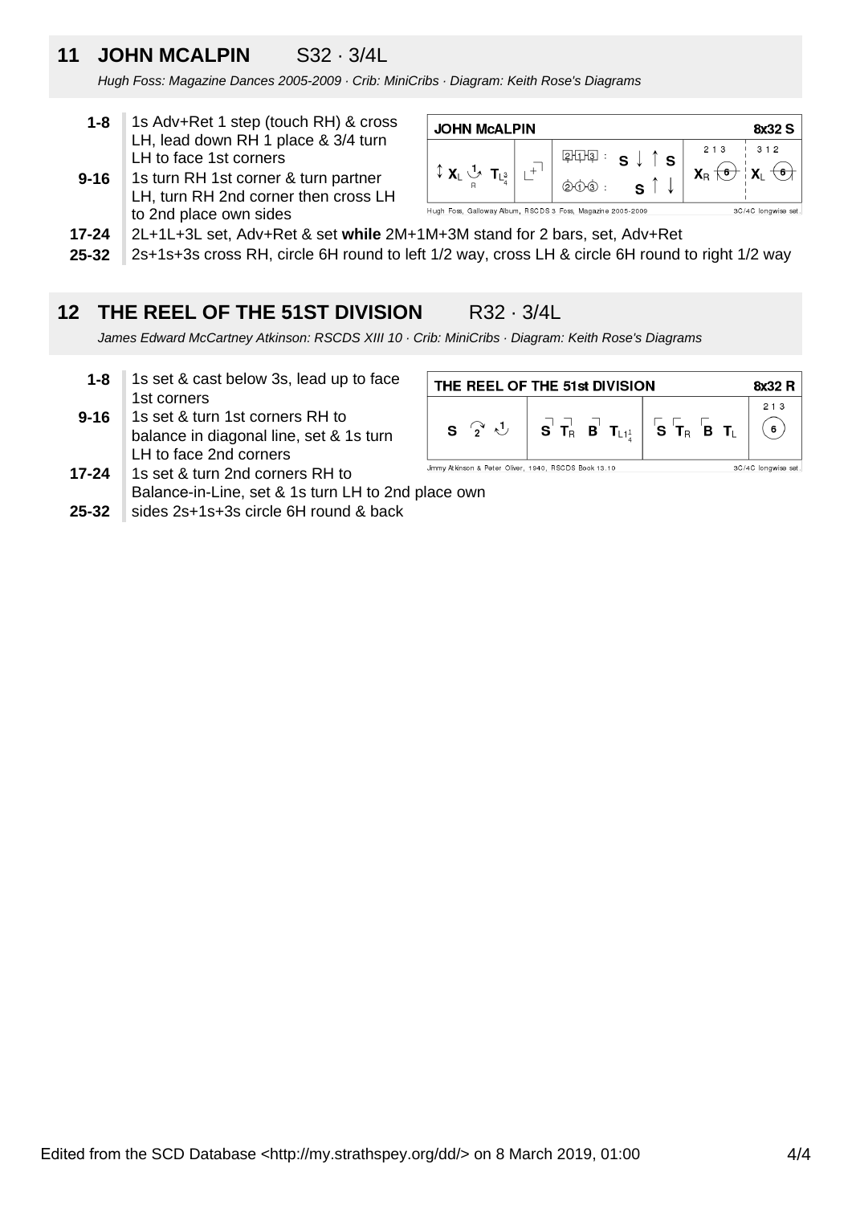## 11 JOHN MCALPIN S32 · 3/4L

*Hugh Foss: Magazine Dances 2005-2009 · Crib: MiniCribs · Diagram: Keith Rose's Diagrams*

**1-8** 1s Adv+Ret 1 step (touch RH) & cross LH, lead down RH 1 place & 3/4 turn LH to face 1st corners

**9-16** 1s turn RH 1st corner & turn partner LH, turn RH 2nd corner then cross LH to 2nd place own sides

**17-24** 2L+1L+3L set, Adv+Ret & set **while** 2M+1M+3M stand for 2 bars, set, Adv+Ret

**25-32** 2s+1s+3s cross RH, circle 6H round to left 1/2 way, cross LH & circle 6H round to right 1/2 way

JOHN McALPIN 8x32 S

Hugh Foss, Galloway Album, RSCDS 3 Foss, Magazine 2005-2009 3C/4C longwise set.

## 12 THE REEL OF THE 51ST DIVISION R32 · 3/4L

*James Edward McCartney Atkinson: RSCDS XIII 10 · Crib: MiniCribs · Diagram: Keith Rose's Diagrams*

**1-8** 1s set & cast below 3s, lead up to face 1st corners

**9-16** 1s set & turn 1st corners RH to balance in diagonal line, set & 1s turn LH to face 2nd corners

**17-24** 1s set & turn 2nd corners RH to Balance-in-Line, set & 1s turn LH to 2nd place own sides

**25-32** 2s+1s+3s circle 6H round & back

THE REEL OF THE 51st DIVISION 8x32 R

Jimmy Atkinson & Peter Oliver, 1940, RSCDS Book 13.10 3C/4C longwise set.

Edited from the SCD Database <http://my.strathspey.org/dd/> on 8 March 2019, 01:00